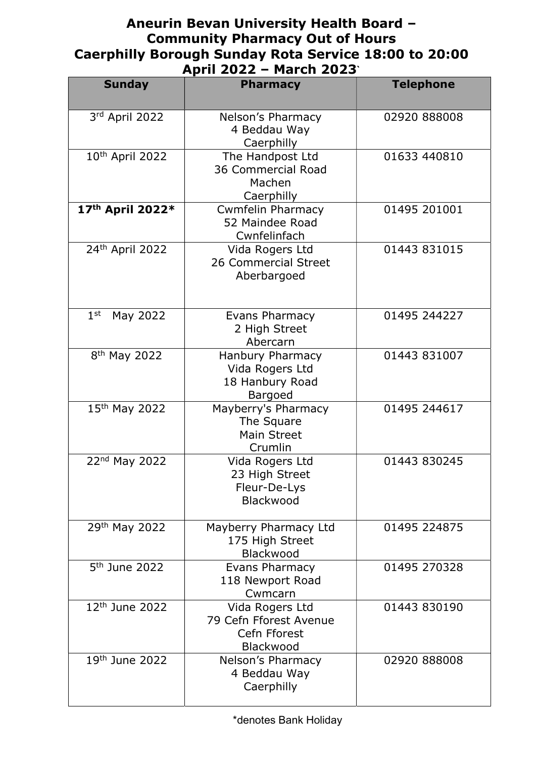# Aneurin Bevan University Health Board – Community Pharmacy Out of Hours Caerphilly Borough Sunday Rota Service 18:00 to 20:00 April 2022 – March 2023

| Sunday | Pharmacy | Telephone |
|---|---|---|
| 3rd April 2022 | Nelson's Pharmacy 4 Beddau Way Caerphilly | 02920 888008 |
| 10th April 2022 | The Handpost Ltd 36 Commercial Road Machen Caerphilly | 01633 440810 |
| **17th April 2022*** | Cwmfelin Pharmacy 52 Maindee Road Cwnfelinfach | 01495 201001 |
| 24th April 2022 | Vida Rogers Ltd 26 Commercial Street Aberbargoed | 01443 831015 |
| 1st May 2022 | Evans Pharmacy 2 High Street Abercarn | 01495 244227 |
| 8th May 2022 | Hanbury Pharmacy Vida Rogers Ltd 18 Hanbury Road Bargoed | 01443 831007 |
| 15th May 2022 | Mayberry's Pharmacy The Square Main Street Crumlin | 01495 244617 |
| 22nd May 2022 | Vida Rogers Ltd 23 High Street Fleur-De-Lys Blackwood | 01443 830245 |
| 29th May 2022 | Mayberry Pharmacy Ltd 175 High Street Blackwood | 01495 224875 |
| 5th June 2022 | Evans Pharmacy 118 Newport Road Cwmcarn | 01495 270328 |
| 12th June 2022 | Vida Rogers Ltd 79 Cefn Fforest Avenue Cefn Fforest Blackwood | 01443 830190 |
| 19th June 2022 | Nelson's Pharmacy 4 Beddau Way Caerphilly | 02920 888008 |

*denotes Bank Holiday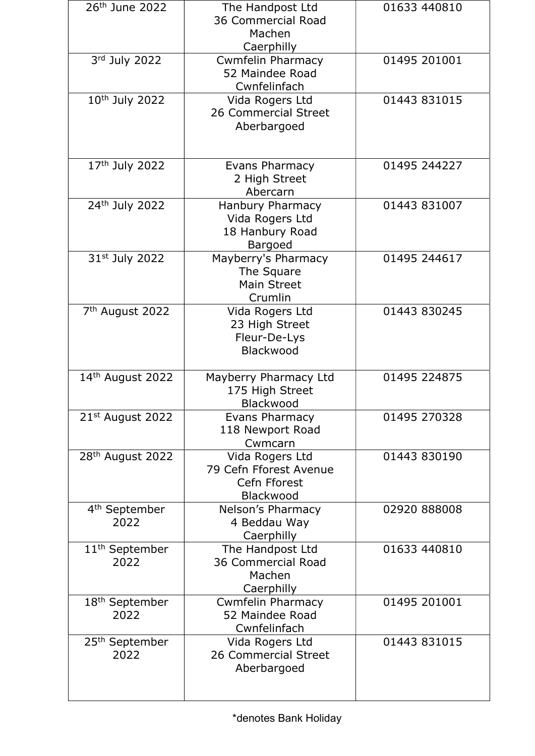| | | |
|---|---|---|
| 26th June 2022 | The Handpost Ltd<br>36 Commercial Road<br>Machen<br>Caerphilly | 01633 440810 |
| 3rd July 2022 | Cwmfelin Pharmacy<br>52 Maindee Road<br>Cwnfelinfach | 01495 201001 |
| 10th July 2022 | Vida Rogers Ltd<br>26 Commercial Street<br>Aberbargoed | 01443 831015 |
| 17th July 2022 | Evans Pharmacy<br>2 High Street<br>Abercarn | 01495 244227 |
| 24th July 2022 | Hanbury Pharmacy<br>Vida Rogers Ltd<br>18 Hanbury Road<br>Bargoed | 01443 831007 |
| 31st July 2022 | Mayberry's Pharmacy<br>The Square<br>Main Street<br>Crumlin | 01495 244617 |
| 7th August 2022 | Vida Rogers Ltd<br>23 High Street<br>Fleur-De-Lys<br>Blackwood | 01443 830245 |
| 14th August 2022 | Mayberry Pharmacy Ltd<br>175 High Street<br>Blackwood | 01495 224875 |
| 21st August 2022 | Evans Pharmacy<br>118 Newport Road<br>Cwmcarn | 01495 270328 |
| 28th August 2022 | Vida Rogers Ltd<br>79 Cefn Fforest Avenue<br>Cefn Fforest<br>Blackwood | 01443 830190 |
| 4th September 2022 | Nelson's Pharmacy<br>4 Beddau Way<br>Caerphilly | 02920 888008 |
| 11th September 2022 | The Handpost Ltd<br>36 Commercial Road<br>Machen<br>Caerphilly | 01633 440810 |
| 18th September 2022 | Cwmfelin Pharmacy<br>52 Maindee Road<br>Cwnfelinfach | 01495 201001 |
| 25th September 2022 | Vida Rogers Ltd<br>26 Commercial Street<br>Aberbargoed | 01443 831015 |

*denotes Bank Holiday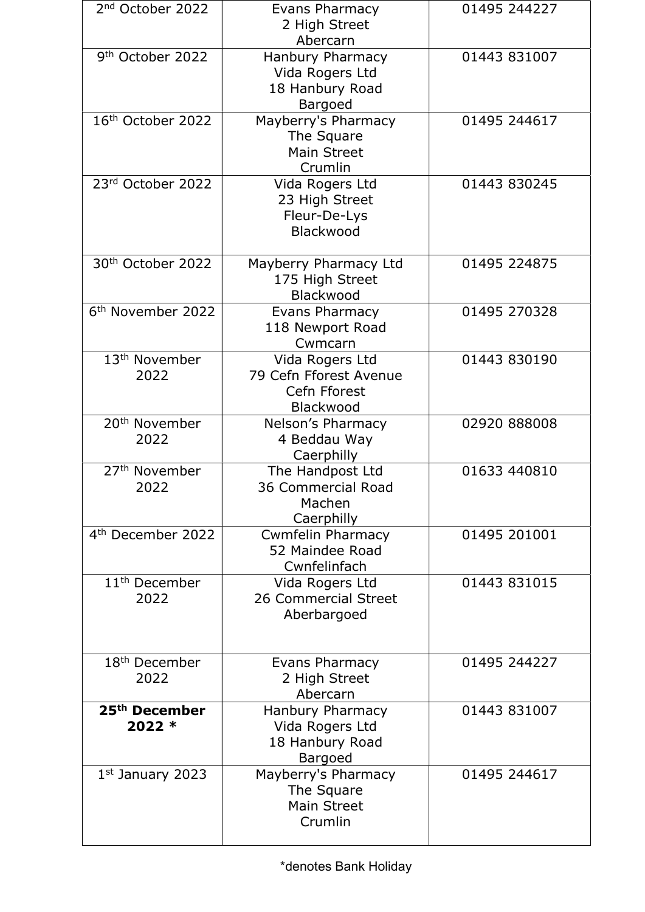| | | |
|---|---|---|
| 2nd October 2022 | Evans Pharmacy<br>2 High Street<br>Abercarn | 01495 244227 |
| 9th October 2022 | Hanbury Pharmacy<br>Vida Rogers Ltd<br>18 Hanbury Road<br>Bargoed | 01443 831007 |
| 16th October 2022 | Mayberry's Pharmacy<br>The Square<br>Main Street<br>Crumlin | 01495 244617 |
| 23rd October 2022 | Vida Rogers Ltd<br>23 High Street<br>Fleur-De-Lys<br>Blackwood | 01443 830245 |
| 30th October 2022 | Mayberry Pharmacy Ltd<br>175 High Street<br>Blackwood | 01495 224875 |
| 6th November 2022 | Evans Pharmacy<br>118 Newport Road<br>Cwmcarn | 01495 270328 |
| 13th November 2022 | Vida Rogers Ltd<br>79 Cefn Fforest Avenue<br>Cefn Fforest<br>Blackwood | 01443 830190 |
| 20th November 2022 | Nelson's Pharmacy<br>4 Beddau Way<br>Caerphilly | 02920 888008 |
| 27th November 2022 | The Handpost Ltd<br>36 Commercial Road<br>Machen<br>Caerphilly | 01633 440810 |
| 4th December 2022 | Cwmfelin Pharmacy<br>52 Maindee Road<br>Cwnfelinfach | 01495 201001 |
| 11th December 2022 | Vida Rogers Ltd<br>26 Commercial Street<br>Aberbargoed | 01443 831015 |
| 18th December 2022 | Evans Pharmacy<br>2 High Street<br>Abercarn | 01495 244227 |
| **25th December 2022 *** | Hanbury Pharmacy<br>Vida Rogers Ltd<br>18 Hanbury Road<br>Bargoed | 01443 831007 |
| 1st January 2023 | Mayberry's Pharmacy<br>The Square<br>Main Street<br>Crumlin | 01495 244617 |

*denotes Bank Holiday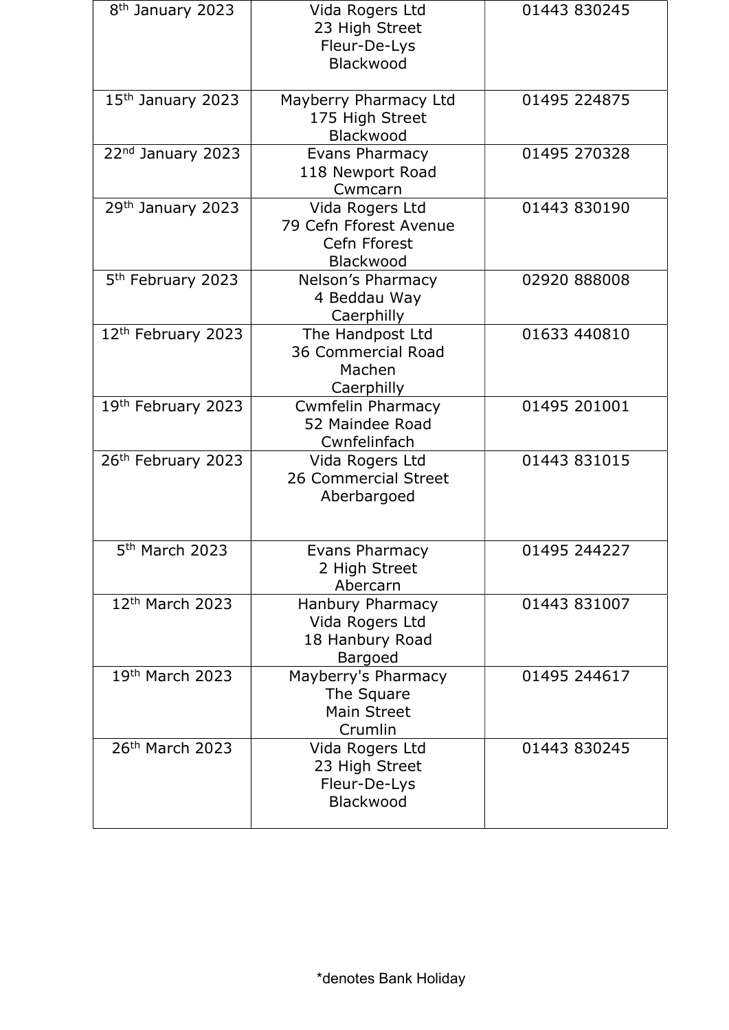| | | |
|---|---|---|
| 8th January 2023 | Vida Rogers Ltd<br>23 High Street<br>Fleur-De-Lys<br>Blackwood | 01443 830245 |
| 15th January 2023 | Mayberry Pharmacy Ltd<br>175 High Street<br>Blackwood | 01495 224875 |
| 22nd January 2023 | Evans Pharmacy<br>118 Newport Road<br>Cwmcarn | 01495 270328 |
| 29th January 2023 | Vida Rogers Ltd<br>79 Cefn Fforest Avenue<br>Cefn Fforest<br>Blackwood | 01443 830190 |
| 5th February 2023 | Nelson's Pharmacy<br>4 Beddau Way<br>Caerphilly | 02920 888008 |
| 12th February 2023 | The Handpost Ltd<br>36 Commercial Road<br>Machen<br>Caerphilly | 01633 440810 |
| 19th February 2023 | Cwmfelin Pharmacy<br>52 Maindee Road<br>Cwnfelinfach | 01495 201001 |
| 26th February 2023 | Vida Rogers Ltd<br>26 Commercial Street<br>Aberbargoed | 01443 831015 |
| 5th March 2023 | Evans Pharmacy<br>2 High Street<br>Abercarn | 01495 244227 |
| 12th March 2023 | Hanbury Pharmacy<br>Vida Rogers Ltd<br>18 Hanbury Road<br>Bargoed | 01443 831007 |
| 19th March 2023 | Mayberry's Pharmacy<br>The Square<br>Main Street<br>Crumlin | 01495 244617 |
| 26th March 2023 | Vida Rogers Ltd<br>23 High Street<br>Fleur-De-Lys<br>Blackwood | 01443 830245 |

*denotes Bank Holiday